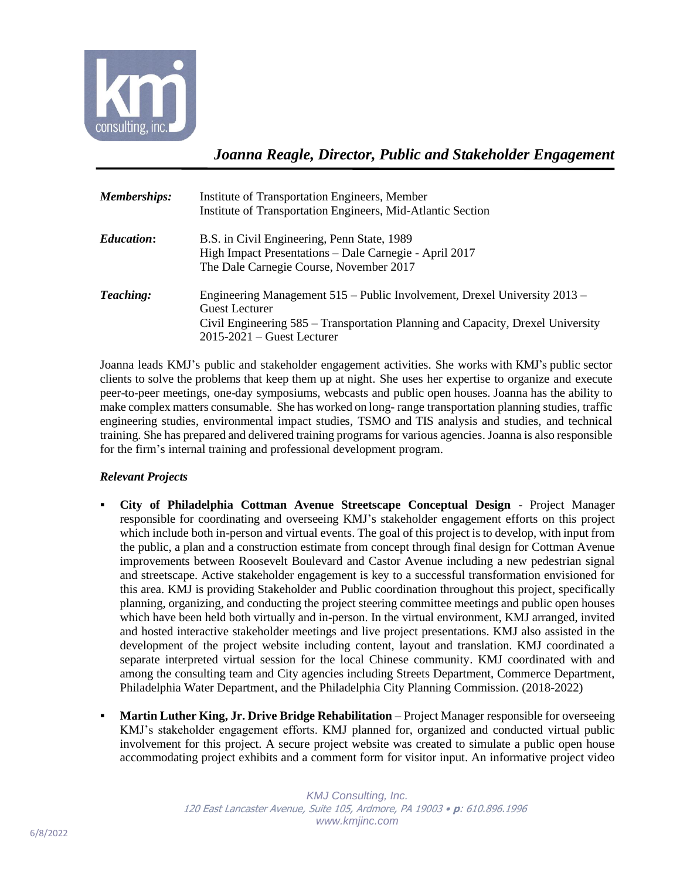# *Joanna Reagle, Director, Public and Stakeholder Engagement*

| | |
|---|---|
| ***Memberships:*** | Institute of Transportation Engineers, Member<br>Institute of Transportation Engineers, Mid-Atlantic Section |
| ***Education*:** | B.S. in Civil Engineering, Penn State, 1989<br>High Impact Presentations – Dale Carnegie - April 2017<br>The Dale Carnegie Course, November 2017 |
| ***Teaching:*** | Engineering Management 515 – Public Involvement, Drexel University 2013 – Guest Lecturer<br>Civil Engineering 585 – Transportation Planning and Capacity, Drexel University 2015-2021 – Guest Lecturer |

Joanna leads KMJ's public and stakeholder engagement activities. She works with KMJ's public sector clients to solve the problems that keep them up at night. She uses her expertise to organize and execute peer-to-peer meetings, one-day symposiums, webcasts and public open houses. Joanna has the ability to make complex matters consumable. She has worked on long- range transportation planning studies, traffic engineering studies, environmental impact studies, TSMO and TIS analysis and studies, and technical training. She has prepared and delivered training programs for various agencies. Joanna is also responsible for the firm's internal training and professional development program.

### *Relevant Projects*

- **City of Philadelphia Cottman Avenue Streetscape Conceptual Design** - Project Manager responsible for coordinating and overseeing KMJ's stakeholder engagement efforts on this project which include both in-person and virtual events. The goal of this project is to develop, with input from the public, a plan and a construction estimate from concept through final design for Cottman Avenue improvements between Roosevelt Boulevard and Castor Avenue including a new pedestrian signal and streetscape. Active stakeholder engagement is key to a successful transformation envisioned for this area. KMJ is providing Stakeholder and Public coordination throughout this project, specifically planning, organizing, and conducting the project steering committee meetings and public open houses which have been held both virtually and in-person. In the virtual environment, KMJ arranged, invited and hosted interactive stakeholder meetings and live project presentations. KMJ also assisted in the development of the project website including content, layout and translation. KMJ coordinated a separate interpreted virtual session for the local Chinese community. KMJ coordinated with and among the consulting team and City agencies including Streets Department, Commerce Department, Philadelphia Water Department, and the Philadelphia City Planning Commission. (2018-2022)
- **Martin Luther King, Jr. Drive Bridge Rehabilitation** – Project Manager responsible for overseeing KMJ's stakeholder engagement efforts. KMJ planned for, organized and conducted virtual public involvement for this project. A secure project website was created to simulate a public open house accommodating project exhibits and a comment form for visitor input. An informative project video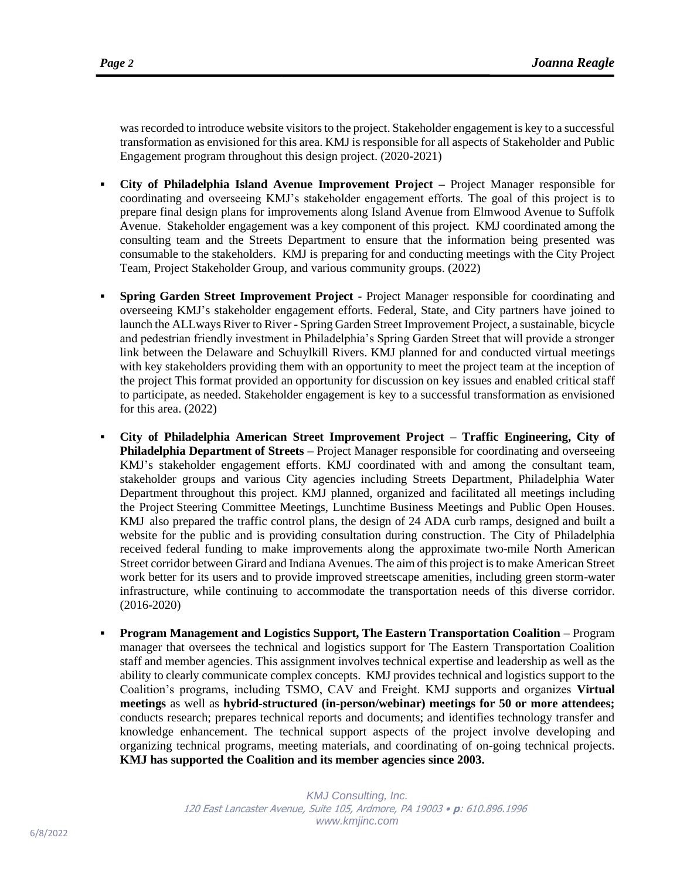was recorded to introduce website visitors to the project. Stakeholder engagement is key to a successful transformation as envisioned for this area. KMJ is responsible for all aspects of Stakeholder and Public Engagement program throughout this design project. (2020-2021)

- **City of Philadelphia Island Avenue Improvement Project –** Project Manager responsible for coordinating and overseeing KMJ's stakeholder engagement efforts. The goal of this project is to prepare final design plans for improvements along Island Avenue from Elmwood Avenue to Suffolk Avenue. Stakeholder engagement was a key component of this project. KMJ coordinated among the consulting team and the Streets Department to ensure that the information being presented was consumable to the stakeholders. KMJ is preparing for and conducting meetings with the City Project Team, Project Stakeholder Group, and various community groups. (2022)

- **Spring Garden Street Improvement Project** - Project Manager responsible for coordinating and overseeing KMJ's stakeholder engagement efforts. Federal, State, and City partners have joined to launch the ALLways River to River - Spring Garden Street Improvement Project, a sustainable, bicycle and pedestrian friendly investment in Philadelphia's Spring Garden Street that will provide a stronger link between the Delaware and Schuylkill Rivers. KMJ planned for and conducted virtual meetings with key stakeholders providing them with an opportunity to meet the project team at the inception of the project This format provided an opportunity for discussion on key issues and enabled critical staff to participate, as needed. Stakeholder engagement is key to a successful transformation as envisioned for this area. (2022)

- **City of Philadelphia American Street Improvement Project – Traffic Engineering, City of Philadelphia Department of Streets –** Project Manager responsible for coordinating and overseeing KMJ's stakeholder engagement efforts. KMJ coordinated with and among the consultant team, stakeholder groups and various City agencies including Streets Department, Philadelphia Water Department throughout this project. KMJ planned, organized and facilitated all meetings including the Project Steering Committee Meetings, Lunchtime Business Meetings and Public Open Houses. KMJ also prepared the traffic control plans, the design of 24 ADA curb ramps, designed and built a website for the public and is providing consultation during construction. The City of Philadelphia received federal funding to make improvements along the approximate two-mile North American Street corridor between Girard and Indiana Avenues. The aim of this project is to make American Street work better for its users and to provide improved streetscape amenities, including green storm-water infrastructure, while continuing to accommodate the transportation needs of this diverse corridor. (2016-2020)

- **Program Management and Logistics Support, The Eastern Transportation Coalition** – Program manager that oversees the technical and logistics support for The Eastern Transportation Coalition staff and member agencies. This assignment involves technical expertise and leadership as well as the ability to clearly communicate complex concepts. KMJ provides technical and logistics support to the Coalition's programs, including TSMO, CAV and Freight. KMJ supports and organizes **Virtual meetings** as well as **hybrid-structured (in-person/webinar) meetings for 50 or more attendees;** conducts research; prepares technical reports and documents; and identifies technology transfer and knowledge enhancement. The technical support aspects of the project involve developing and organizing technical programs, meeting materials, and coordinating of on-going technical projects. **KMJ has supported the Coalition and its member agencies since 2003.**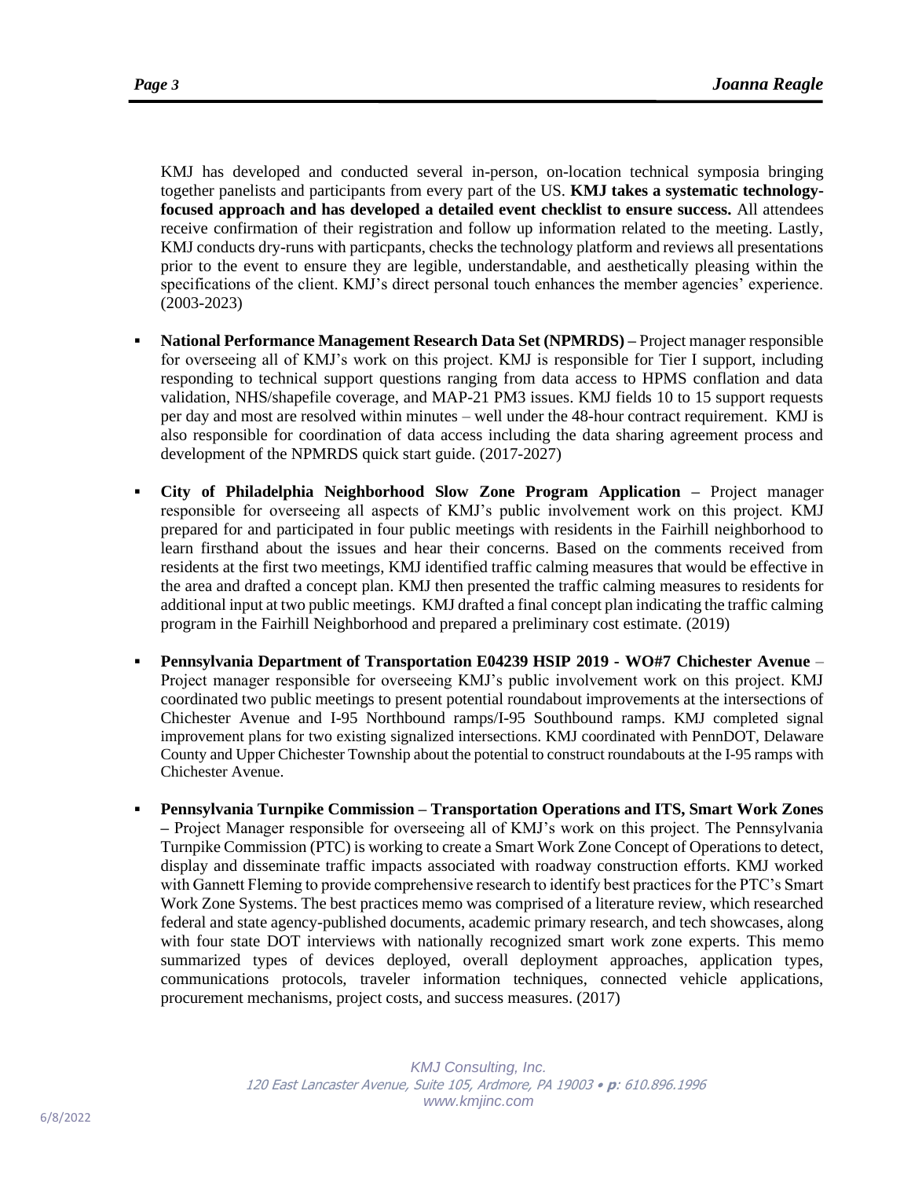KMJ has developed and conducted several in-person, on-location technical symposia bringing together panelists and participants from every part of the US. **KMJ takes a systematic technology-focused approach and has developed a detailed event checklist to ensure success.** All attendees receive confirmation of their registration and follow up information related to the meeting. Lastly, KMJ conducts dry-runs with particpants, checks the technology platform and reviews all presentations prior to the event to ensure they are legible, understandable, and aesthetically pleasing within the specifications of the client. KMJ's direct personal touch enhances the member agencies' experience. (2003-2023)

- **National Performance Management Research Data Set (NPMRDS) –** Project manager responsible for overseeing all of KMJ's work on this project. KMJ is responsible for Tier I support, including responding to technical support questions ranging from data access to HPMS conflation and data validation, NHS/shapefile coverage, and MAP-21 PM3 issues. KMJ fields 10 to 15 support requests per day and most are resolved within minutes – well under the 48-hour contract requirement. KMJ is also responsible for coordination of data access including the data sharing agreement process and development of the NPMRDS quick start guide. (2017-2027)

- **City of Philadelphia Neighborhood Slow Zone Program Application –** Project manager responsible for overseeing all aspects of KMJ's public involvement work on this project. KMJ prepared for and participated in four public meetings with residents in the Fairhill neighborhood to learn firsthand about the issues and hear their concerns. Based on the comments received from residents at the first two meetings, KMJ identified traffic calming measures that would be effective in the area and drafted a concept plan. KMJ then presented the traffic calming measures to residents for additional input at two public meetings. KMJ drafted a final concept plan indicating the traffic calming program in the Fairhill Neighborhood and prepared a preliminary cost estimate. (2019)

- **Pennsylvania Department of Transportation E04239 HSIP 2019 - WO#7 Chichester Avenue** – Project manager responsible for overseeing KMJ's public involvement work on this project. KMJ coordinated two public meetings to present potential roundabout improvements at the intersections of Chichester Avenue and I-95 Northbound ramps/I-95 Southbound ramps. KMJ completed signal improvement plans for two existing signalized intersections. KMJ coordinated with PennDOT, Delaware County and Upper Chichester Township about the potential to construct roundabouts at the I-95 ramps with Chichester Avenue.

- **Pennsylvania Turnpike Commission – Transportation Operations and ITS, Smart Work Zones –** Project Manager responsible for overseeing all of KMJ's work on this project. The Pennsylvania Turnpike Commission (PTC) is working to create a Smart Work Zone Concept of Operations to detect, display and disseminate traffic impacts associated with roadway construction efforts. KMJ worked with Gannett Fleming to provide comprehensive research to identify best practices for the PTC's Smart Work Zone Systems. The best practices memo was comprised of a literature review, which researched federal and state agency-published documents, academic primary research, and tech showcases, along with four state DOT interviews with nationally recognized smart work zone experts. This memo summarized types of devices deployed, overall deployment approaches, application types, communications protocols, traveler information techniques, connected vehicle applications, procurement mechanisms, project costs, and success measures. (2017)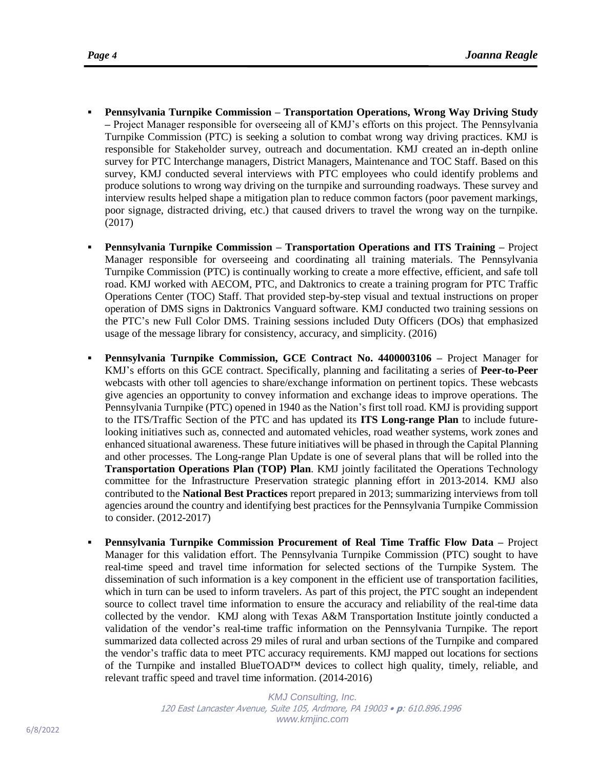- **Pennsylvania Turnpike Commission – Transportation Operations, Wrong Way Driving Study –** Project Manager responsible for overseeing all of KMJ's efforts on this project. The Pennsylvania Turnpike Commission (PTC) is seeking a solution to combat wrong way driving practices. KMJ is responsible for Stakeholder survey, outreach and documentation. KMJ created an in-depth online survey for PTC Interchange managers, District Managers, Maintenance and TOC Staff. Based on this survey, KMJ conducted several interviews with PTC employees who could identify problems and produce solutions to wrong way driving on the turnpike and surrounding roadways. These survey and interview results helped shape a mitigation plan to reduce common factors (poor pavement markings, poor signage, distracted driving, etc.) that caused drivers to travel the wrong way on the turnpike. (2017)

- **Pennsylvania Turnpike Commission – Transportation Operations and ITS Training –** Project Manager responsible for overseeing and coordinating all training materials. The Pennsylvania Turnpike Commission (PTC) is continually working to create a more effective, efficient, and safe toll road. KMJ worked with AECOM, PTC, and Daktronics to create a training program for PTC Traffic Operations Center (TOC) Staff. That provided step-by-step visual and textual instructions on proper operation of DMS signs in Daktronics Vanguard software. KMJ conducted two training sessions on the PTC's new Full Color DMS. Training sessions included Duty Officers (DOs) that emphasized usage of the message library for consistency, accuracy, and simplicity. (2016)

- **Pennsylvania Turnpike Commission, GCE Contract No. 4400003106 –** Project Manager for KMJ's efforts on this GCE contract. Specifically, planning and facilitating a series of **Peer-to-Peer** webcasts with other toll agencies to share/exchange information on pertinent topics. These webcasts give agencies an opportunity to convey information and exchange ideas to improve operations. The Pennsylvania Turnpike (PTC) opened in 1940 as the Nation's first toll road. KMJ is providing support to the ITS/Traffic Section of the PTC and has updated its **ITS Long-range Plan** to include future-looking initiatives such as, connected and automated vehicles, road weather systems, work zones and enhanced situational awareness. These future initiatives will be phased in through the Capital Planning and other processes. The Long-range Plan Update is one of several plans that will be rolled into the **Transportation Operations Plan (TOP) Plan**. KMJ jointly facilitated the Operations Technology committee for the Infrastructure Preservation strategic planning effort in 2013-2014. KMJ also contributed to the **National Best Practices** report prepared in 2013; summarizing interviews from toll agencies around the country and identifying best practices for the Pennsylvania Turnpike Commission to consider. (2012-2017)

- **Pennsylvania Turnpike Commission Procurement of Real Time Traffic Flow Data –** Project Manager for this validation effort. The Pennsylvania Turnpike Commission (PTC) sought to have real-time speed and travel time information for selected sections of the Turnpike System. The dissemination of such information is a key component in the efficient use of transportation facilities, which in turn can be used to inform travelers. As part of this project, the PTC sought an independent source to collect travel time information to ensure the accuracy and reliability of the real-time data collected by the vendor. KMJ along with Texas A&M Transportation Institute jointly conducted a validation of the vendor's real-time traffic information on the Pennsylvania Turnpike. The report summarized data collected across 29 miles of rural and urban sections of the Turnpike and compared the vendor's traffic data to meet PTC accuracy requirements. KMJ mapped out locations for sections of the Turnpike and installed BlueTOAD™ devices to collect high quality, timely, reliable, and relevant traffic speed and travel time information. (2014-2016)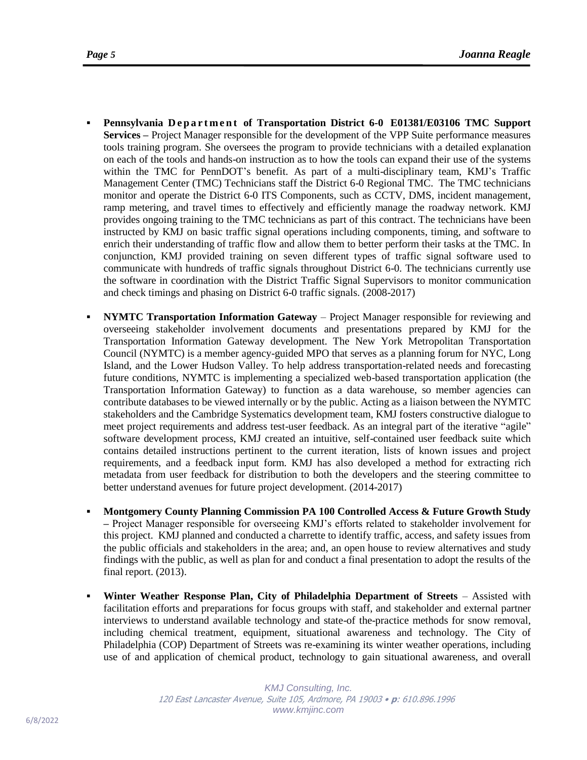- **Pennsylvania Department of Transportation District 6-0 E01381/E03106 TMC Support Services –** Project Manager responsible for the development of the VPP Suite performance measures tools training program. She oversees the program to provide technicians with a detailed explanation on each of the tools and hands-on instruction as to how the tools can expand their use of the systems within the TMC for PennDOT's benefit. As part of a multi-disciplinary team, KMJ's Traffic Management Center (TMC) Technicians staff the District 6-0 Regional TMC. The TMC technicians monitor and operate the District 6-0 ITS Components, such as CCTV, DMS, incident management, ramp metering, and travel times to effectively and efficiently manage the roadway network. KMJ provides ongoing training to the TMC technicians as part of this contract. The technicians have been instructed by KMJ on basic traffic signal operations including components, timing, and software to enrich their understanding of traffic flow and allow them to better perform their tasks at the TMC. In conjunction, KMJ provided training on seven different types of traffic signal software used to communicate with hundreds of traffic signals throughout District 6-0. The technicians currently use the software in coordination with the District Traffic Signal Supervisors to monitor communication and check timings and phasing on District 6-0 traffic signals. (2008-2017)

- **NYMTC Transportation Information Gateway** – Project Manager responsible for reviewing and overseeing stakeholder involvement documents and presentations prepared by KMJ for the Transportation Information Gateway development. The New York Metropolitan Transportation Council (NYMTC) is a member agency-guided MPO that serves as a planning forum for NYC, Long Island, and the Lower Hudson Valley. To help address transportation-related needs and forecasting future conditions, NYMTC is implementing a specialized web-based transportation application (the Transportation Information Gateway) to function as a data warehouse, so member agencies can contribute databases to be viewed internally or by the public. Acting as a liaison between the NYMTC stakeholders and the Cambridge Systematics development team, KMJ fosters constructive dialogue to meet project requirements and address test-user feedback. As an integral part of the iterative "agile" software development process, KMJ created an intuitive, self-contained user feedback suite which contains detailed instructions pertinent to the current iteration, lists of known issues and project requirements, and a feedback input form. KMJ has also developed a method for extracting rich metadata from user feedback for distribution to both the developers and the steering committee to better understand avenues for future project development. (2014-2017)

- **Montgomery County Planning Commission PA 100 Controlled Access & Future Growth Study –** Project Manager responsible for overseeing KMJ's efforts related to stakeholder involvement for this project. KMJ planned and conducted a charrette to identify traffic, access, and safety issues from the public officials and stakeholders in the area; and, an open house to review alternatives and study findings with the public, as well as plan for and conduct a final presentation to adopt the results of the final report. (2013).

- **Winter Weather Response Plan, City of Philadelphia Department of Streets** – Assisted with facilitation efforts and preparations for focus groups with staff, and stakeholder and external partner interviews to understand available technology and state-of the-practice methods for snow removal, including chemical treatment, equipment, situational awareness and technology. The City of Philadelphia (COP) Department of Streets was re-examining its winter weather operations, including use of and application of chemical product, technology to gain situational awareness, and overall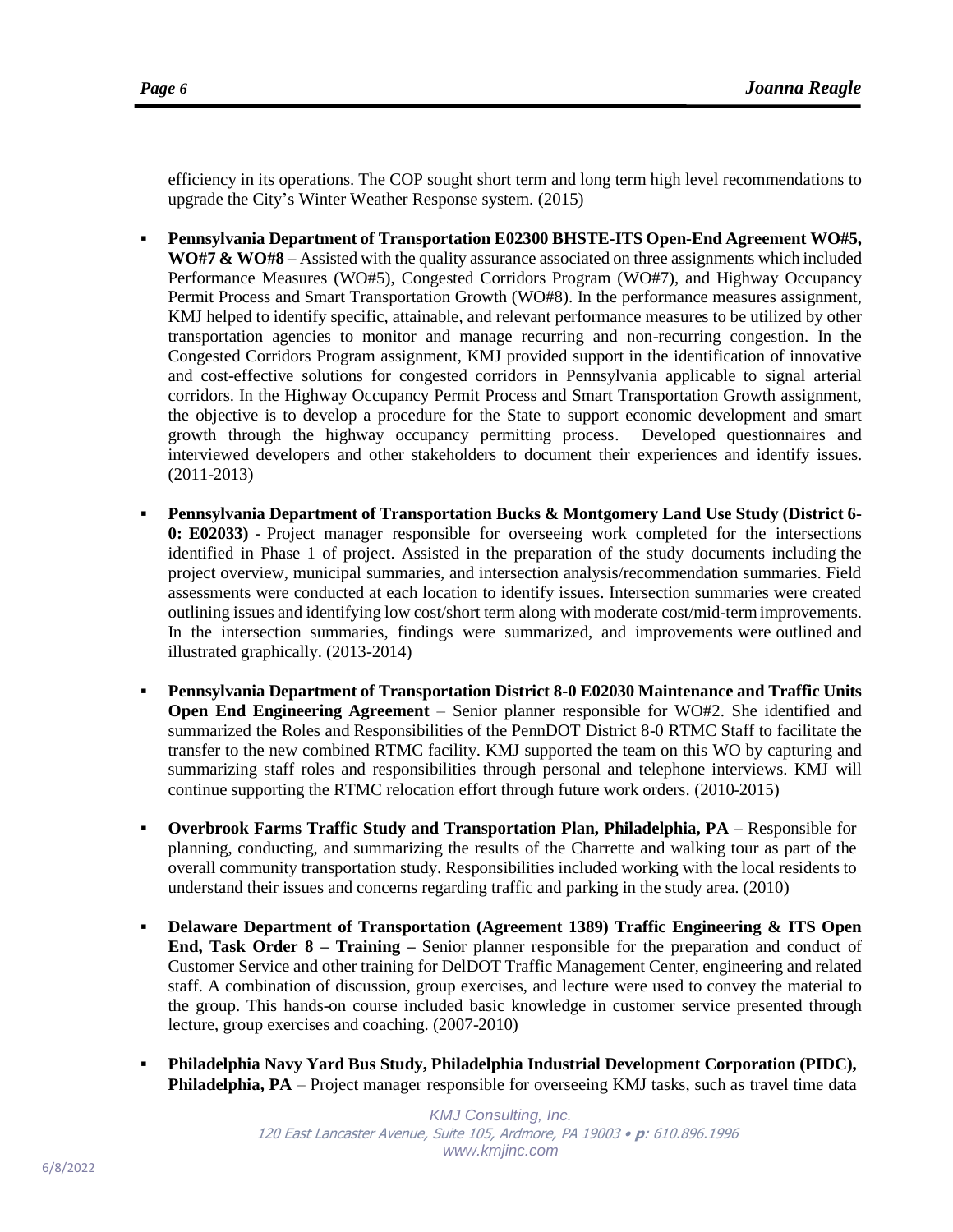efficiency in its operations. The COP sought short term and long term high level recommendations to upgrade the City's Winter Weather Response system. (2015)

- **Pennsylvania Department of Transportation E02300 BHSTE-ITS Open-End Agreement WO#5, WO#7 & WO#8** – Assisted with the quality assurance associated on three assignments which included Performance Measures (WO#5), Congested Corridors Program (WO#7), and Highway Occupancy Permit Process and Smart Transportation Growth (WO#8). In the performance measures assignment, KMJ helped to identify specific, attainable, and relevant performance measures to be utilized by other transportation agencies to monitor and manage recurring and non-recurring congestion. In the Congested Corridors Program assignment, KMJ provided support in the identification of innovative and cost-effective solutions for congested corridors in Pennsylvania applicable to signal arterial corridors. In the Highway Occupancy Permit Process and Smart Transportation Growth assignment, the objective is to develop a procedure for the State to support economic development and smart growth through the highway occupancy permitting process. Developed questionnaires and interviewed developers and other stakeholders to document their experiences and identify issues. (2011-2013)

- **Pennsylvania Department of Transportation Bucks & Montgomery Land Use Study (District 6-0: E02033)** - Project manager responsible for overseeing work completed for the intersections identified in Phase 1 of project. Assisted in the preparation of the study documents including the project overview, municipal summaries, and intersection analysis/recommendation summaries. Field assessments were conducted at each location to identify issues. Intersection summaries were created outlining issues and identifying low cost/short term along with moderate cost/mid-term improvements. In the intersection summaries, findings were summarized, and improvements were outlined and illustrated graphically. (2013-2014)

- **Pennsylvania Department of Transportation District 8-0 E02030 Maintenance and Traffic Units Open End Engineering Agreement** – Senior planner responsible for WO#2. She identified and summarized the Roles and Responsibilities of the PennDOT District 8-0 RTMC Staff to facilitate the transfer to the new combined RTMC facility. KMJ supported the team on this WO by capturing and summarizing staff roles and responsibilities through personal and telephone interviews. KMJ will continue supporting the RTMC relocation effort through future work orders. (2010-2015)

- **Overbrook Farms Traffic Study and Transportation Plan, Philadelphia, PA** – Responsible for planning, conducting, and summarizing the results of the Charrette and walking tour as part of the overall community transportation study. Responsibilities included working with the local residents to understand their issues and concerns regarding traffic and parking in the study area. (2010)

- **Delaware Department of Transportation (Agreement 1389) Traffic Engineering & ITS Open End, Task Order 8 – Training –** Senior planner responsible for the preparation and conduct of Customer Service and other training for DelDOT Traffic Management Center, engineering and related staff. A combination of discussion, group exercises, and lecture were used to convey the material to the group. This hands-on course included basic knowledge in customer service presented through lecture, group exercises and coaching. (2007-2010)

- **Philadelphia Navy Yard Bus Study, Philadelphia Industrial Development Corporation (PIDC), Philadelphia, PA** – Project manager responsible for overseeing KMJ tasks, such as travel time data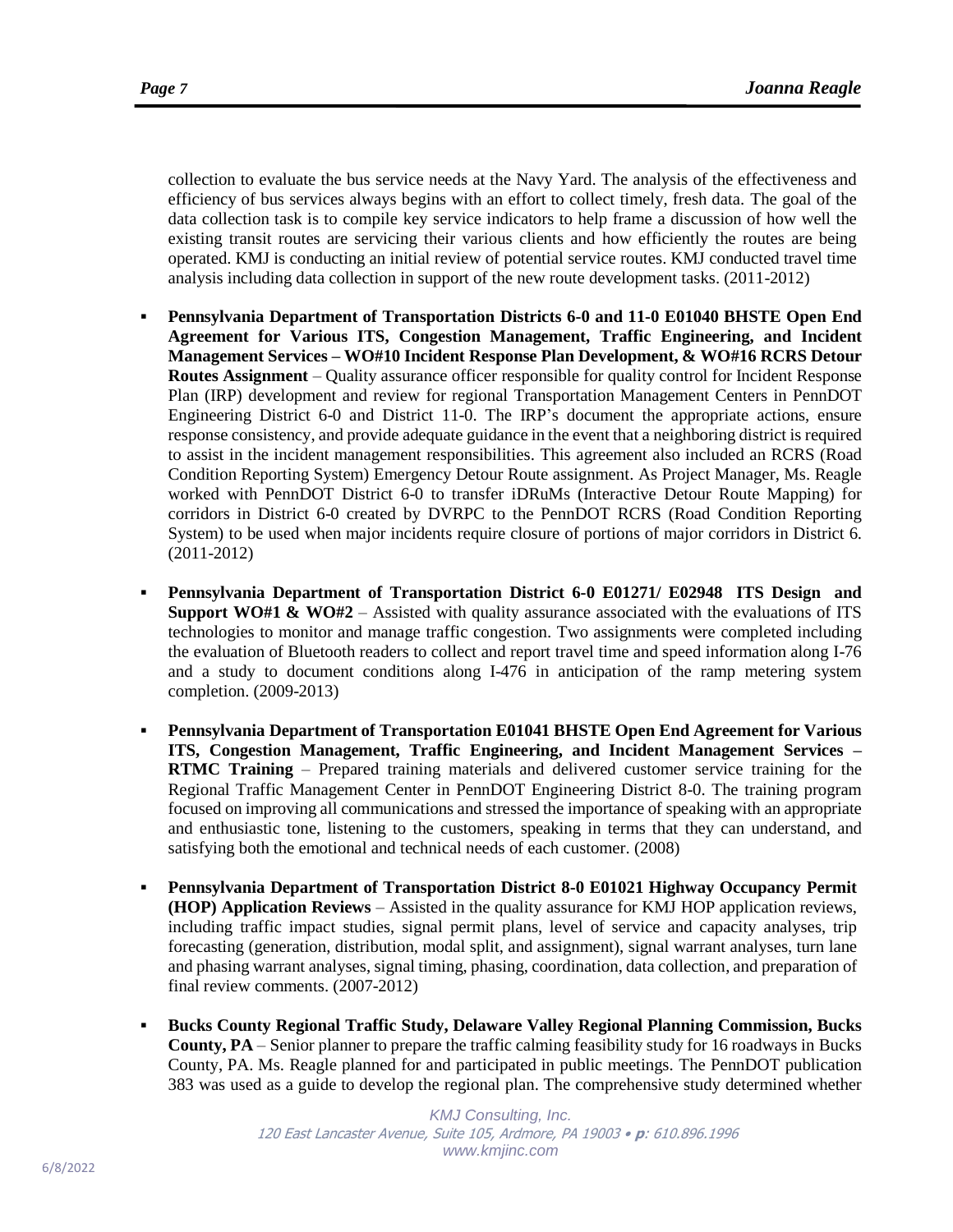collection to evaluate the bus service needs at the Navy Yard. The analysis of the effectiveness and efficiency of bus services always begins with an effort to collect timely, fresh data. The goal of the data collection task is to compile key service indicators to help frame a discussion of how well the existing transit routes are servicing their various clients and how efficiently the routes are being operated. KMJ is conducting an initial review of potential service routes. KMJ conducted travel time analysis including data collection in support of the new route development tasks. (2011-2012)

- **Pennsylvania Department of Transportation Districts 6-0 and 11-0 E01040 BHSTE Open End Agreement for Various ITS, Congestion Management, Traffic Engineering, and Incident Management Services – WO#10 Incident Response Plan Development, & WO#16 RCRS Detour Routes Assignment** – Quality assurance officer responsible for quality control for Incident Response Plan (IRP) development and review for regional Transportation Management Centers in PennDOT Engineering District 6-0 and District 11-0. The IRP's document the appropriate actions, ensure response consistency, and provide adequate guidance in the event that a neighboring district is required to assist in the incident management responsibilities. This agreement also included an RCRS (Road Condition Reporting System) Emergency Detour Route assignment. As Project Manager, Ms. Reagle worked with PennDOT District 6-0 to transfer iDRuMs (Interactive Detour Route Mapping) for corridors in District 6-0 created by DVRPC to the PennDOT RCRS (Road Condition Reporting System) to be used when major incidents require closure of portions of major corridors in District 6. (2011-2012)

- **Pennsylvania Department of Transportation District 6-0 E01271/ E02948 ITS Design and Support WO#1 & WO#2** – Assisted with quality assurance associated with the evaluations of ITS technologies to monitor and manage traffic congestion. Two assignments were completed including the evaluation of Bluetooth readers to collect and report travel time and speed information along I-76 and a study to document conditions along I-476 in anticipation of the ramp metering system completion. (2009-2013)

- **Pennsylvania Department of Transportation E01041 BHSTE Open End Agreement for Various ITS, Congestion Management, Traffic Engineering, and Incident Management Services – RTMC Training** – Prepared training materials and delivered customer service training for the Regional Traffic Management Center in PennDOT Engineering District 8-0. The training program focused on improving all communications and stressed the importance of speaking with an appropriate and enthusiastic tone, listening to the customers, speaking in terms that they can understand, and satisfying both the emotional and technical needs of each customer. (2008)

- **Pennsylvania Department of Transportation District 8-0 E01021 Highway Occupancy Permit (HOP) Application Reviews** – Assisted in the quality assurance for KMJ HOP application reviews, including traffic impact studies, signal permit plans, level of service and capacity analyses, trip forecasting (generation, distribution, modal split, and assignment), signal warrant analyses, turn lane and phasing warrant analyses, signal timing, phasing, coordination, data collection, and preparation of final review comments. (2007-2012)

- **Bucks County Regional Traffic Study, Delaware Valley Regional Planning Commission, Bucks County, PA** – Senior planner to prepare the traffic calming feasibility study for 16 roadways in Bucks County, PA. Ms. Reagle planned for and participated in public meetings. The PennDOT publication 383 was used as a guide to develop the regional plan. The comprehensive study determined whether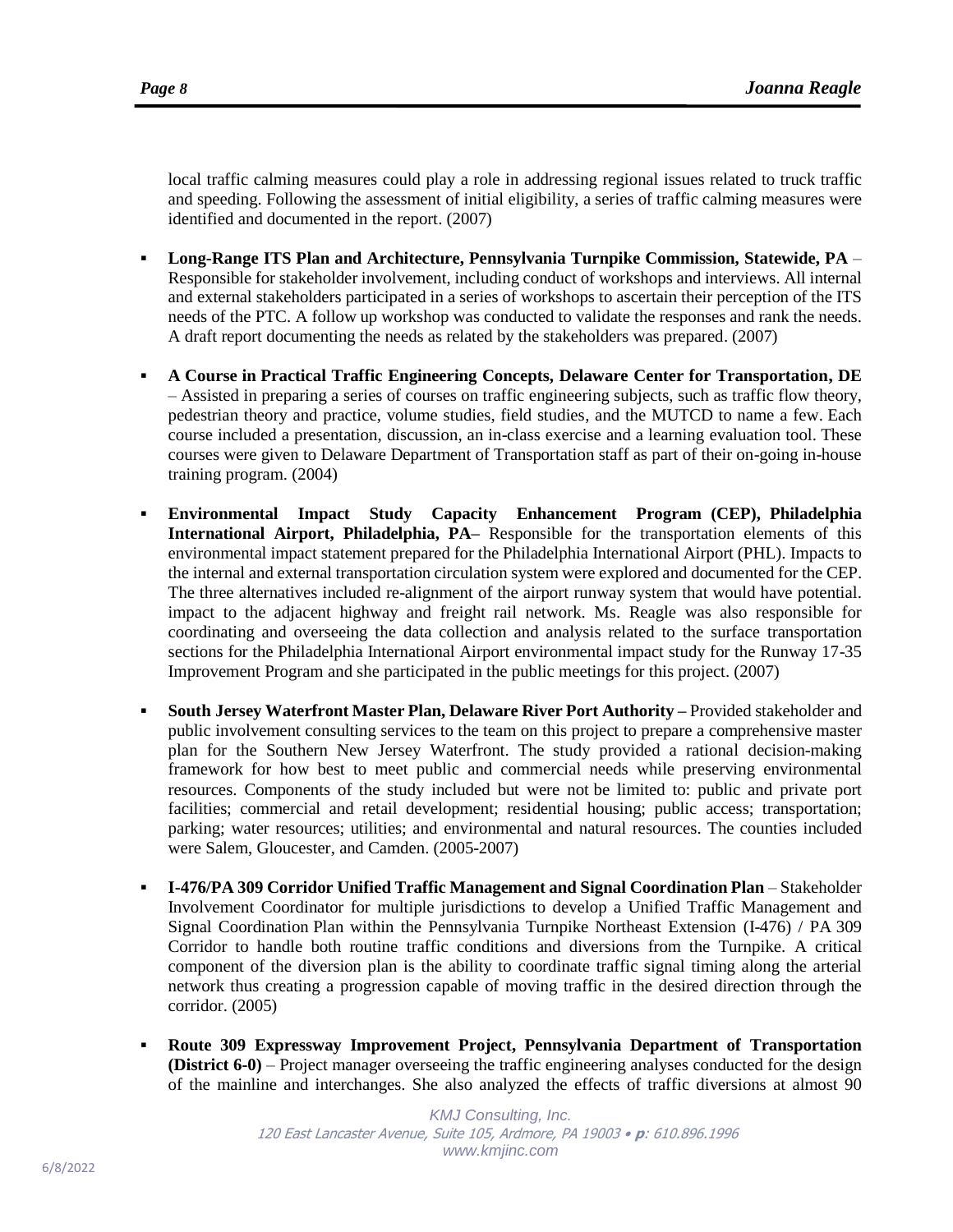local traffic calming measures could play a role in addressing regional issues related to truck traffic and speeding. Following the assessment of initial eligibility, a series of traffic calming measures were identified and documented in the report. (2007)

- **Long-Range ITS Plan and Architecture, Pennsylvania Turnpike Commission, Statewide, PA** – Responsible for stakeholder involvement, including conduct of workshops and interviews. All internal and external stakeholders participated in a series of workshops to ascertain their perception of the ITS needs of the PTC. A follow up workshop was conducted to validate the responses and rank the needs. A draft report documenting the needs as related by the stakeholders was prepared. (2007)

- **A Course in Practical Traffic Engineering Concepts, Delaware Center for Transportation, DE** – Assisted in preparing a series of courses on traffic engineering subjects, such as traffic flow theory, pedestrian theory and practice, volume studies, field studies, and the MUTCD to name a few. Each course included a presentation, discussion, an in-class exercise and a learning evaluation tool. These courses were given to Delaware Department of Transportation staff as part of their on-going in-house training program. (2004)

- **Environmental Impact Study Capacity Enhancement Program (CEP), Philadelphia International Airport, Philadelphia, PA–** Responsible for the transportation elements of this environmental impact statement prepared for the Philadelphia International Airport (PHL). Impacts to the internal and external transportation circulation system were explored and documented for the CEP. The three alternatives included re-alignment of the airport runway system that would have potential. impact to the adjacent highway and freight rail network. Ms. Reagle was also responsible for coordinating and overseeing the data collection and analysis related to the surface transportation sections for the Philadelphia International Airport environmental impact study for the Runway 17-35 Improvement Program and she participated in the public meetings for this project. (2007)

- **South Jersey Waterfront Master Plan, Delaware River Port Authority –** Provided stakeholder and public involvement consulting services to the team on this project to prepare a comprehensive master plan for the Southern New Jersey Waterfront. The study provided a rational decision-making framework for how best to meet public and commercial needs while preserving environmental resources. Components of the study included but were not be limited to: public and private port facilities; commercial and retail development; residential housing; public access; transportation; parking; water resources; utilities; and environmental and natural resources. The counties included were Salem, Gloucester, and Camden. (2005-2007)

- **I-476/PA 309 Corridor Unified Traffic Management and Signal Coordination Plan** – Stakeholder Involvement Coordinator for multiple jurisdictions to develop a Unified Traffic Management and Signal Coordination Plan within the Pennsylvania Turnpike Northeast Extension (I-476) / PA 309 Corridor to handle both routine traffic conditions and diversions from the Turnpike. A critical component of the diversion plan is the ability to coordinate traffic signal timing along the arterial network thus creating a progression capable of moving traffic in the desired direction through the corridor. (2005)

- **Route 309 Expressway Improvement Project, Pennsylvania Department of Transportation (District 6-0)** – Project manager overseeing the traffic engineering analyses conducted for the design of the mainline and interchanges. She also analyzed the effects of traffic diversions at almost 90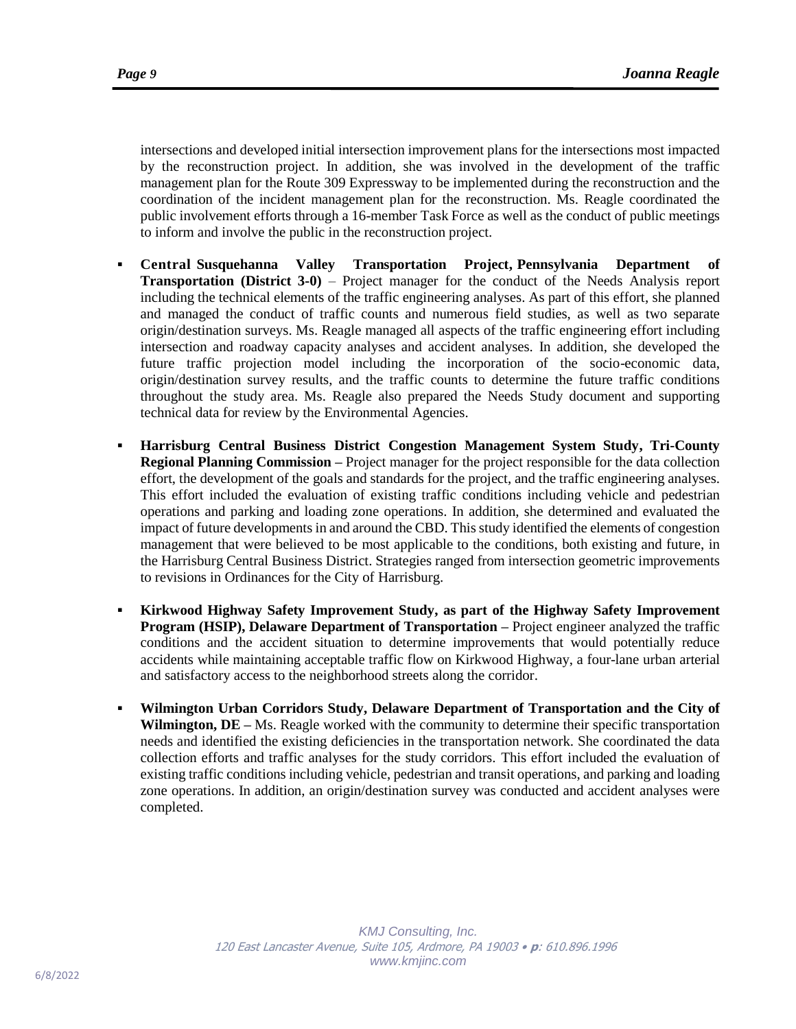intersections and developed initial intersection improvement plans for the intersections most impacted by the reconstruction project. In addition, she was involved in the development of the traffic management plan for the Route 309 Expressway to be implemented during the reconstruction and the coordination of the incident management plan for the reconstruction. Ms. Reagle coordinated the public involvement efforts through a 16-member Task Force as well as the conduct of public meetings to inform and involve the public in the reconstruction project.

- **Central Susquehanna Valley Transportation Project, Pennsylvania Department of Transportation (District 3-0)** – Project manager for the conduct of the Needs Analysis report including the technical elements of the traffic engineering analyses. As part of this effort, she planned and managed the conduct of traffic counts and numerous field studies, as well as two separate origin/destination surveys. Ms. Reagle managed all aspects of the traffic engineering effort including intersection and roadway capacity analyses and accident analyses. In addition, she developed the future traffic projection model including the incorporation of the socio-economic data, origin/destination survey results, and the traffic counts to determine the future traffic conditions throughout the study area. Ms. Reagle also prepared the Needs Study document and supporting technical data for review by the Environmental Agencies.

- **Harrisburg Central Business District Congestion Management System Study, Tri-County Regional Planning Commission –** Project manager for the project responsible for the data collection effort, the development of the goals and standards for the project, and the traffic engineering analyses. This effort included the evaluation of existing traffic conditions including vehicle and pedestrian operations and parking and loading zone operations. In addition, she determined and evaluated the impact of future developments in and around the CBD. This study identified the elements of congestion management that were believed to be most applicable to the conditions, both existing and future, in the Harrisburg Central Business District. Strategies ranged from intersection geometric improvements to revisions in Ordinances for the City of Harrisburg.

- **Kirkwood Highway Safety Improvement Study, as part of the Highway Safety Improvement Program (HSIP), Delaware Department of Transportation –** Project engineer analyzed the traffic conditions and the accident situation to determine improvements that would potentially reduce accidents while maintaining acceptable traffic flow on Kirkwood Highway, a four-lane urban arterial and satisfactory access to the neighborhood streets along the corridor.

- **Wilmington Urban Corridors Study, Delaware Department of Transportation and the City of Wilmington, DE –** Ms. Reagle worked with the community to determine their specific transportation needs and identified the existing deficiencies in the transportation network. She coordinated the data collection efforts and traffic analyses for the study corridors. This effort included the evaluation of existing traffic conditions including vehicle, pedestrian and transit operations, and parking and loading zone operations. In addition, an origin/destination survey was conducted and accident analyses were completed.